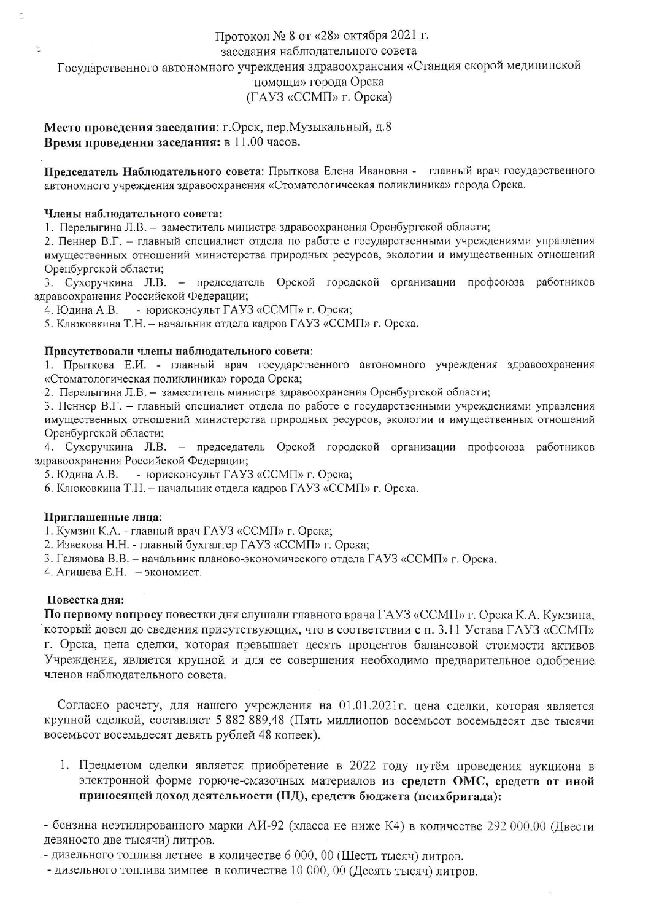Протокол № 8 от «28» октября 2021 г.
заседания наблюдательного совета
Государственного автономного учреждения здравоохранения «Станция скорой медицинской помощи» города Орска
(ГАУЗ «ССМП» г. Орска)

**Место проведения заседания**: г.Орск, пер.Музыкальный, д.8
**Время проведения заседания:** в 11.00 часов.

**Председатель Наблюдательного совета**: Прыткова Елена Ивановна - главный врач государственного автономного учреждения здравоохранения «Стоматологическая поликлиника» города Орска.

**Члены наблюдательного совета:**

1. Перелыгина Л.В. – заместитель министра здравоохранения Оренбургской области;
2. Пеннер В.Г. – главный специалист отдела по работе с государственными учреждениями управления имущественных отношений министерства природных ресурсов, экологии и имущественных отношений Оренбургской области;
3. Сухоручкина Л.В. – председатель Орской городской организации профсоюза работников здравоохранения Российской Федерации;
4. Юдина А.В. - юрисконсульт ГАУЗ «ССМП» г. Орска;
5. Клюковкина Т.Н. – начальник отдела кадров ГАУЗ «ССМП» г. Орска.

**Присутствовали члены наблюдательного совета**:

1. Прыткова Е.И. - главный врач государственного автономного учреждения здравоохранения «Стоматологическая поликлиника» города Орска;
2. Перелыгина Л.В. – заместитель министра здравоохранения Оренбургской области;
3. Пеннер В.Г. – главный специалист отдела по работе с государственными учреждениями управления имущественных отношений министерства природных ресурсов, экологии и имущественных отношений Оренбургской области;
4. Сухоручкина Л.В. – председатель Орской городской организации профсоюза работников здравоохранения Российской Федерации;
5. Юдина А.В. - юрисконсульт ГАУЗ «ССМП» г. Орска;
6. Клюковкина Т.Н. – начальник отдела кадров ГАУЗ «ССМП» г. Орска.

**Приглашенные лица**:

1. Кумзин К.А. - главный врач ГАУЗ «ССМП» г. Орска;
2. Извекова Н.Н. - главный бухгалтер ГАУЗ «ССМП» г. Орска;
3. Галямова В.В. – начальник планово-экономического отдела ГАУЗ «ССМП» г. Орска.
4. Агишева Е.Н. – экономист.

**Повестка дня:**

**По первому вопросу** повестки дня слушали главного врача ГАУЗ «ССМП» г. Орска К.А. Кумзина, который довел до сведения присутствующих, что в соответствии с п. 3.11 Устава ГАУЗ «ССМП» г. Орска, цена сделки, которая превышает десять процентов балансовой стоимости активов Учреждения, является крупной и для ее совершения необходимо предварительное одобрение членов наблюдательного совета.

Согласно расчету, для нашего учреждения на 01.01.2021г. цена сделки, которая является крупной сделкой, составляет 5 882 889,48 (Пять миллионов восемьсот восемьдесят две тысячи восемьсот восемьдесят девять рублей 48 копеек).

1. Предметом сделки является приобретение в 2022 году путём проведения аукциона в электронной форме горюче-смазочных материалов **из средств ОМС, средств от иной приносящей доход деятельности (ПД), средств бюджета (психбригада):**

- бензина неэтилированного марки АИ-92 (класса не ниже К4) в количестве 292 000.00 (Двести девяносто две тысячи) литров.
- дизельного топлива летнее в количестве 6 000, 00 (Шесть тысяч) литров.
- дизельного топлива зимнее в количестве 10 000, 00 (Десять тысяч) литров.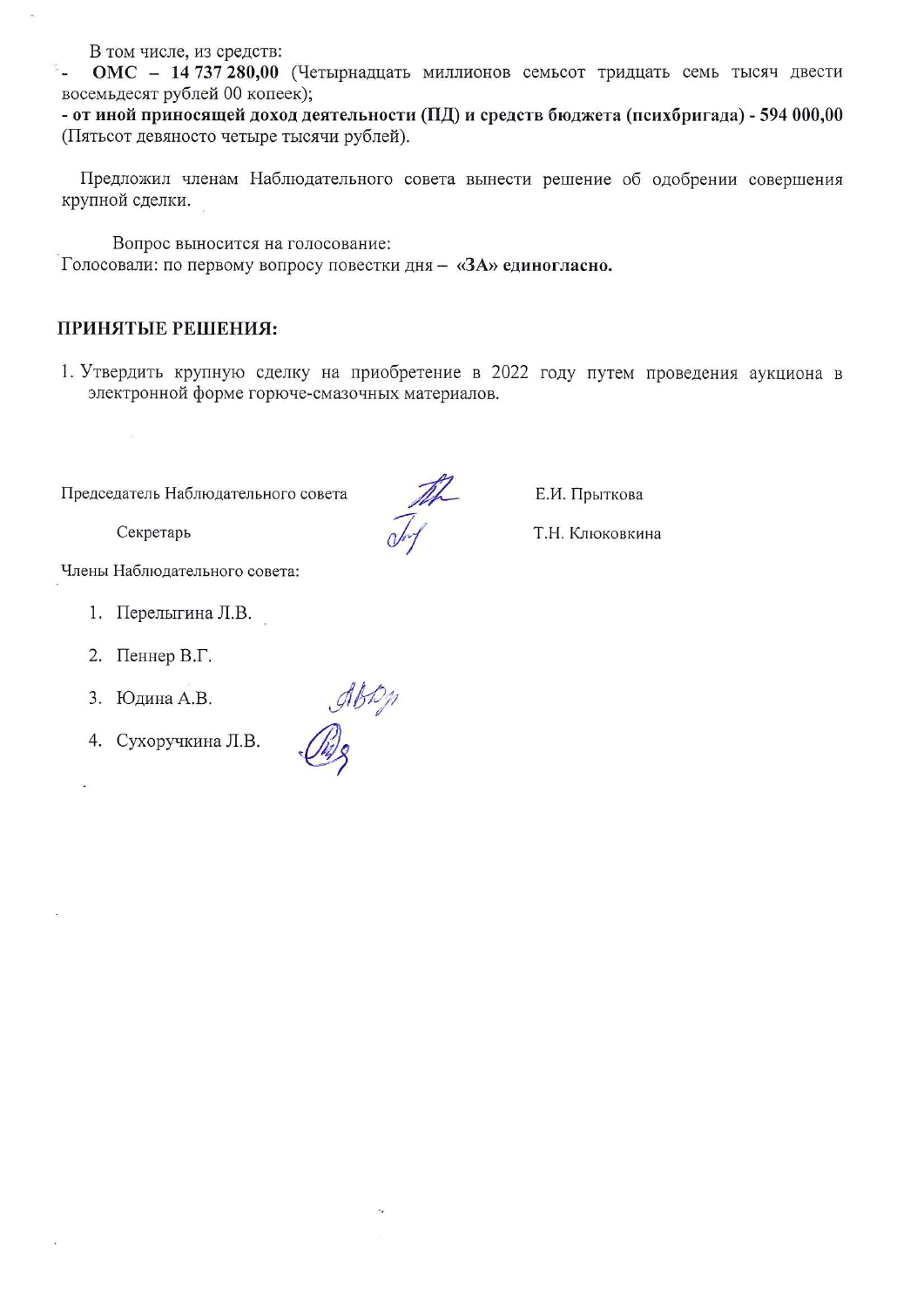В том числе, из средств:

- **ОМС – 14 737 280,00** (Четырнадцать миллионов семьсот тридцать семь тысяч двести восемьдесят рублей 00 копеек);
- **от иной приносящей доход деятельности (ПД) и средств бюджета (психбригада) - 594 000,00** (Пятьсот девяносто четыре тысячи рублей).

Предложил членам Наблюдательного совета вынести решение об одобрении совершения крупной сделки.

Вопрос выносится на голосование:
Голосовали: по первому вопросу повестки дня – **«ЗА» единогласно.**

**ПРИНЯТЫЕ РЕШЕНИЯ:**

1. Утвердить крупную сделку на приобретение в 2022 году путем проведения аукциона в электронной форме горюче-смазочных материалов.

Председатель Наблюдательного совета — Е.И. Прыткова

Секретарь — Т.Н. Клюковкина

Члены Наблюдательного совета:

1. Перелыгина Л.В.
2. Пеннер В.Г.
3. Юдина А.В.
4. Сухоручкина Л.В.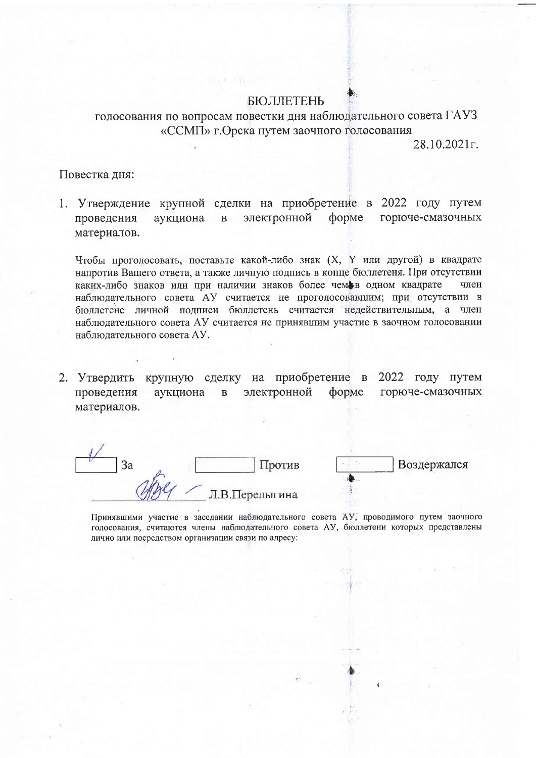# БЮЛЛЕТЕНЬ

голосования по вопросам повестки дня наблюдательного совета ГАУЗ «ССМП» г.Орска путем заочного голосования

28.10.2021г.

Повестка дня:

1. Утверждение крупной сделки на приобретение в 2022 году путем проведения аукциона в электронной форме горюче-смазочных материалов.

Чтобы проголосовать, поставьте какой-либо знак (X, Y или другой) в квадрате напротив Вашего ответа, а также личную подпись в конце бюллетеня. При отсутствии каких-либо знаков или при наличии знаков более чем в одном квадрате член наблюдательного совета АУ считается не проголосовавшим; при отсутствии в бюллетене личной подписи бюллетень считается недействительным, а член наблюдательного совета АУ считается не принявшим участие в заочном голосовании наблюдательного совета АУ.

2. Утвердить крупную сделку на приобретение в 2022 году путем проведения аукциона в электронной форме горюче-смазочных материалов.

[V] За [ ] Против [ ] Воздержался

_______________ Л.В.Перелыгина

Принявшими участие в заседании наблюдательного совета АУ, проводимого путем заочного голосования, считаются члены наблюдательного совета АУ, бюллетени которых представлены лично или посредством организации связи по адресу: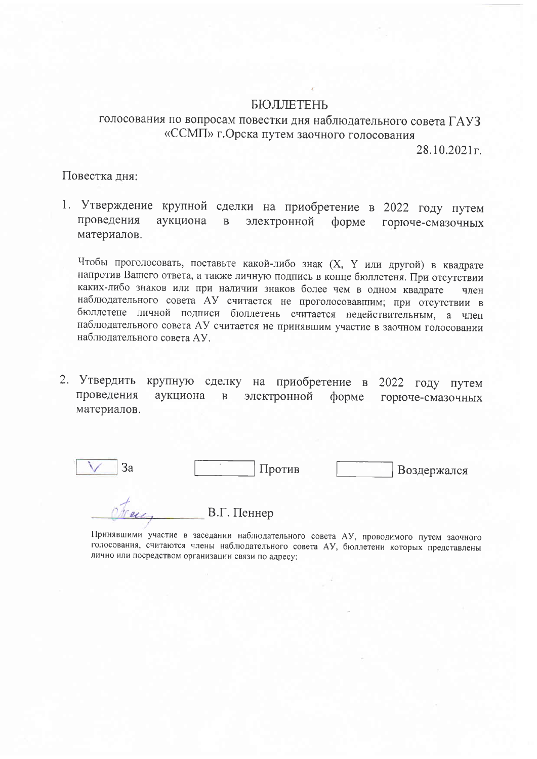# БЮЛЛЕТЕНЬ

голосования по вопросам повестки дня наблюдательного совета ГАУЗ «ССМП» г.Орска путем заочного голосования

28.10.2021г.

Повестка дня:

1. Утверждение крупной сделки на приобретение в 2022 году путем проведения аукциона в электронной форме горюче-смазочных материалов.

Чтобы проголосовать, поставьте какой-либо знак (X, Y или другой) в квадрате напротив Вашего ответа, а также личную подпись в конце бюллетеня. При отсутствии каких-либо знаков или при наличии знаков более чем в одном квадрате член наблюдательного совета АУ считается не проголосовавшим; при отсутствии в бюллетене личной подписи бюллетень считается недействительным, а член наблюдательного совета АУ считается не принявшим участие в заочном голосовании наблюдательного совета АУ.

2. Утвердить крупную сделку на приобретение в 2022 году путем проведения аукциона в электронной форме горюче-смазочных материалов.

[V] За  [ ] Против  [ ] Воздержался

_____________ В.Г. Пеннер

Принявшими участие в заседании наблюдательного совета АУ, проводимого путем заочного голосования, считаются члены наблюдательного совета АУ, бюллетени которых представлены лично или посредством организации связи по адресу: